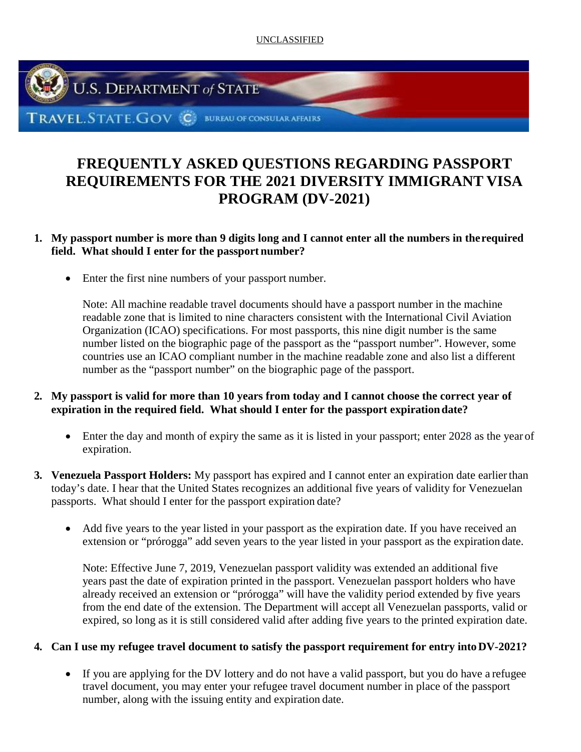UNCLASSIFIED

U.S. DEPARTMENT of STATE

TRAVEL.STATE.GOV BUREAU OF CONSULAR AFFAIRS

# FREQUENTLY ASKED QUESTIONS REGARDING PASSPORT REQUIREMENTS FOR THE 2021 DIVERSITY IMMIGRANT VISA PROGRAM (DV-2021)

1. **My passport number is more than 9 digits long and I cannot enter all the numbers in the required field. What should I enter for the passport number?**

   - Enter the first nine numbers of your passport number.

   Note: All machine readable travel documents should have a passport number in the machine readable zone that is limited to nine characters consistent with the International Civil Aviation Organization (ICAO) specifications. For most passports, this nine digit number is the same number listed on the biographic page of the passport as the "passport number". However, some countries use an ICAO compliant number in the machine readable zone and also list a different number as the "passport number" on the biographic page of the passport.

2. **My passport is valid for more than 10 years from today and I cannot choose the correct year of expiration in the required field. What should I enter for the passport expiration date?**

   - Enter the day and month of expiry the same as it is listed in your passport; enter 2028 as the year of expiration.

3. **Venezuela Passport Holders:** My passport has expired and I cannot enter an expiration date earlier than today's date. I hear that the United States recognizes an additional five years of validity for Venezuelan passports. What should I enter for the passport expiration date?

   - Add five years to the year listed in your passport as the expiration date. If you have received an extension or "prórogga" add seven years to the year listed in your passport as the expiration date.

   Note: Effective June 7, 2019, Venezuelan passport validity was extended an additional five years past the date of expiration printed in the passport. Venezuelan passport holders who have already received an extension or "prórogga" will have the validity period extended by five years from the end date of the extension. The Department will accept all Venezuelan passports, valid or expired, so long as it is still considered valid after adding five years to the printed expiration date.

4. **Can I use my refugee travel document to satisfy the passport requirement for entry into DV-2021?**

   - If you are applying for the DV lottery and do not have a valid passport, but you do have a refugee travel document, you may enter your refugee travel document number in place of the passport number, along with the issuing entity and expiration date.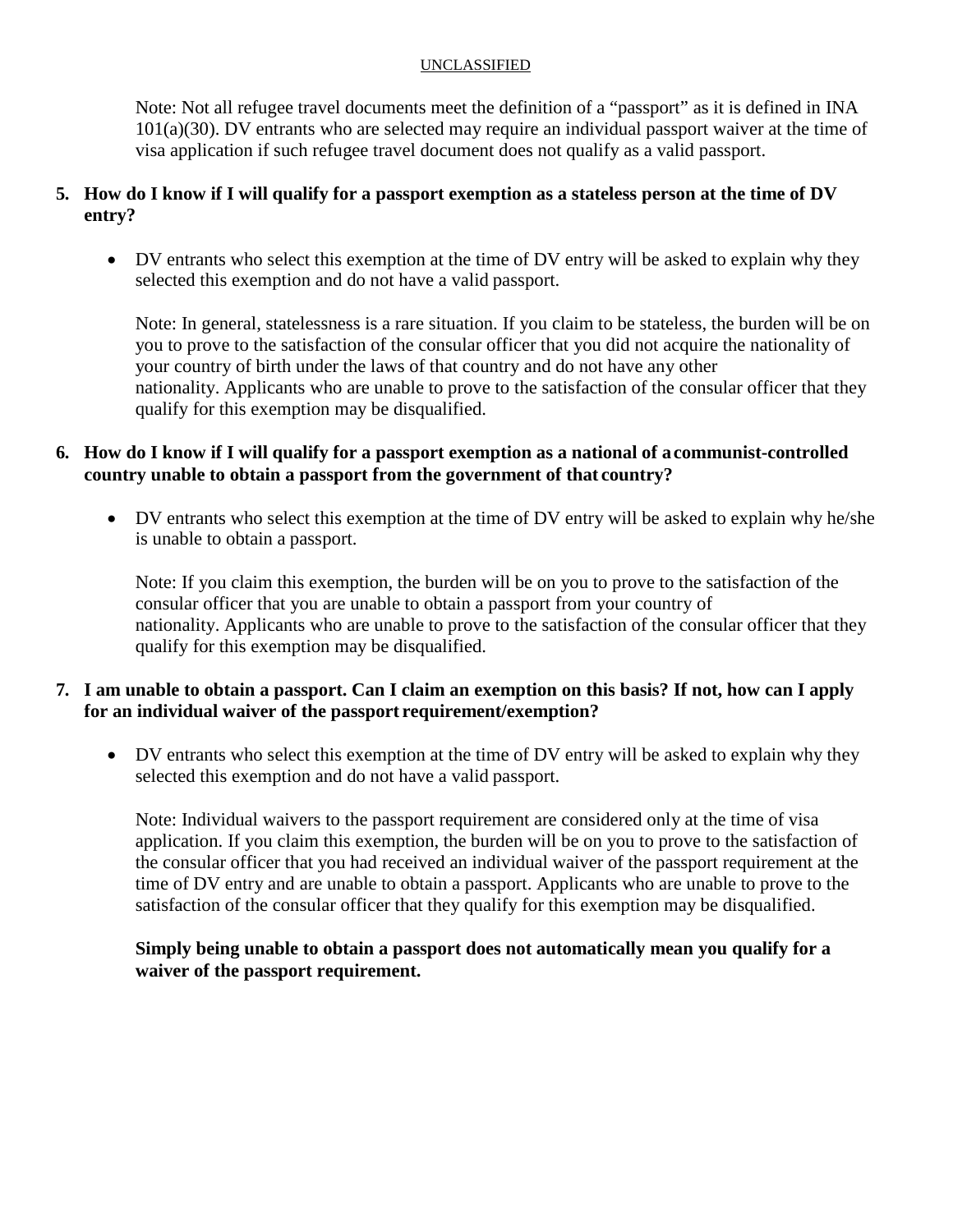Note: Not all refugee travel documents meet the definition of a "passport" as it is defined in INA 101(a)(30). DV entrants who are selected may require an individual passport waiver at the time of visa application if such refugee travel document does not qualify as a valid passport.

**5. How do I know if I will qualify for a passport exemption as a stateless person at the time of DV entry?**

- DV entrants who select this exemption at the time of DV entry will be asked to explain why they selected this exemption and do not have a valid passport.

  Note: In general, statelessness is a rare situation. If you claim to be stateless, the burden will be on you to prove to the satisfaction of the consular officer that you did not acquire the nationality of your country of birth under the laws of that country and do not have any other nationality. Applicants who are unable to prove to the satisfaction of the consular officer that they qualify for this exemption may be disqualified.

**6. How do I know if I will qualify for a passport exemption as a national of a communist-controlled country unable to obtain a passport from the government of that country?**

- DV entrants who select this exemption at the time of DV entry will be asked to explain why he/she is unable to obtain a passport.

  Note: If you claim this exemption, the burden will be on you to prove to the satisfaction of the consular officer that you are unable to obtain a passport from your country of nationality. Applicants who are unable to prove to the satisfaction of the consular officer that they qualify for this exemption may be disqualified.

**7. I am unable to obtain a passport. Can I claim an exemption on this basis? If not, how can I apply for an individual waiver of the passport requirement/exemption?**

- DV entrants who select this exemption at the time of DV entry will be asked to explain why they selected this exemption and do not have a valid passport.

  Note: Individual waivers to the passport requirement are considered only at the time of visa application. If you claim this exemption, the burden will be on you to prove to the satisfaction of the consular officer that you had received an individual waiver of the passport requirement at the time of DV entry and are unable to obtain a passport. Applicants who are unable to prove to the satisfaction of the consular officer that they qualify for this exemption may be disqualified.

  **Simply being unable to obtain a passport does not automatically mean you qualify for a waiver of the passport requirement.**